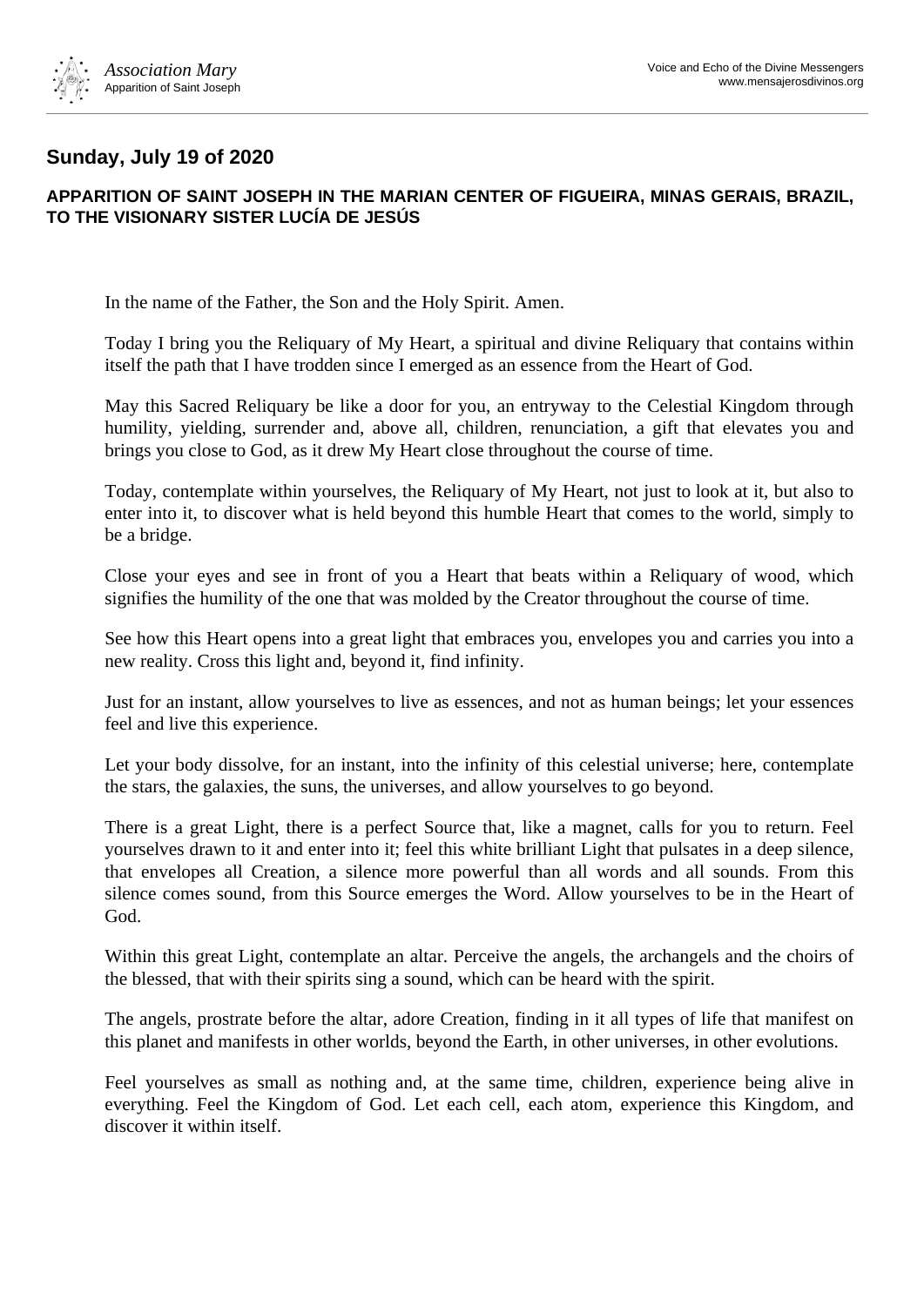## Sunday, July 19 of 2020

### APPARITION OF SAINT JOSEPH IN THE MARIAN CENTER OF FIGUEIRA, MINAS GERAIS, BRAZIL, TO THE VISIONARY SISTER LUCÍA DE JESÚS

In the name of the Father, the Son and the Holy Spirit. Amen.

Today I bring you the Reliquary of My Heart, a spiritual and divine Reliquary that contains within itself the path that I have trodden since I emerged as an essence from the Heart of God.

May this Sacred Reliquary be like a door for you, an entryway to the Celestial Kingdom through humility, yielding, surrender and, above all, children, renunciation, a gift that elevates you and brings you close to God, as it drew My Heart close throughout the course of time.

Today, contemplate within yourselves, the Reliquary of My Heart, not just to look at it, but also to enter into it, to discover what is held beyond this humble Heart that comes to the world, simply to be a bridge.

Close your eyes and see in front of you a Heart that beats within a Reliquary of wood, which signifies the humility of the one that was molded by the Creator throughout the course of time.

See how this Heart opens into a great light that embraces you, envelopes you and carries you into a new reality. Cross this light and, beyond it, find infinity.

Just for an instant, allow yourselves to live as essences, and not as human beings; let your essences feel and live this experience.

Let your body dissolve, for an instant, into the infinity of this celestial universe; here, contemplate the stars, the galaxies, the suns, the universes, and allow yourselves to go beyond.

There is a great Light, there is a perfect Source that, like a magnet, calls for you to return. Feel yourselves drawn to it and enter into it; feel this white brilliant Light that pulsates in a deep silence, that envelopes all Creation, a silence more powerful than all words and all sounds. From this silence comes sound, from this Source emerges the Word. Allow yourselves to be in the Heart of God.

Within this great Light, contemplate an altar. Perceive the angels, the archangels and the choirs of the blessed, that with their spirits sing a sound, which can be heard with the spirit.

The angels, prostrate before the altar, adore Creation, finding in it all types of life that manifest on this planet and manifests in other worlds, beyond the Earth, in other universes, in other evolutions.

Feel yourselves as small as nothing and, at the same time, children, experience being alive in everything. Feel the Kingdom of God. Let each cell, each atom, experience this Kingdom, and discover it within itself.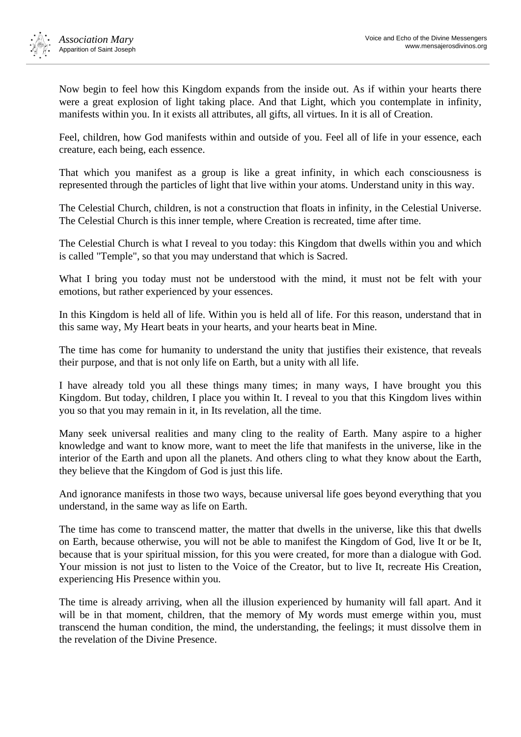Now begin to feel how this Kingdom expands from the inside out. As if within your hearts there were a great explosion of light taking place. And that Light, which you contemplate in infinity, manifests within you. In it exists all attributes, all gifts, all virtues. In it is all of Creation.

Feel, children, how God manifests within and outside of you. Feel all of life in your essence, each creature, each being, each essence.

That which you manifest as a group is like a great infinity, in which each consciousness is represented through the particles of light that live within your atoms. Understand unity in this way.

The Celestial Church, children, is not a construction that floats in infinity, in the Celestial Universe. The Celestial Church is this inner temple, where Creation is recreated, time after time.

The Celestial Church is what I reveal to you today: this Kingdom that dwells within you and which is called "Temple", so that you may understand that which is Sacred.

What I bring you today must not be understood with the mind, it must not be felt with your emotions, but rather experienced by your essences.

In this Kingdom is held all of life. Within you is held all of life. For this reason, understand that in this same way, My Heart beats in your hearts, and your hearts beat in Mine.

The time has come for humanity to understand the unity that justifies their existence, that reveals their purpose, and that is not only life on Earth, but a unity with all life.

I have already told you all these things many times; in many ways, I have brought you this Kingdom. But today, children, I place you within It. I reveal to you that this Kingdom lives within you so that you may remain in it, in Its revelation, all the time.

Many seek universal realities and many cling to the reality of Earth. Many aspire to a higher knowledge and want to know more, want to meet the life that manifests in the universe, like in the interior of the Earth and upon all the planets. And others cling to what they know about the Earth, they believe that the Kingdom of God is just this life.

And ignorance manifests in those two ways, because universal life goes beyond everything that you understand, in the same way as life on Earth.

The time has come to transcend matter, the matter that dwells in the universe, like this that dwells on Earth, because otherwise, you will not be able to manifest the Kingdom of God, live It or be It, because that is your spiritual mission, for this you were created, for more than a dialogue with God. Your mission is not just to listen to the Voice of the Creator, but to live It, recreate His Creation, experiencing His Presence within you.

The time is already arriving, when all the illusion experienced by humanity will fall apart. And it will be in that moment, children, that the memory of My words must emerge within you, must transcend the human condition, the mind, the understanding, the feelings; it must dissolve them in the revelation of the Divine Presence.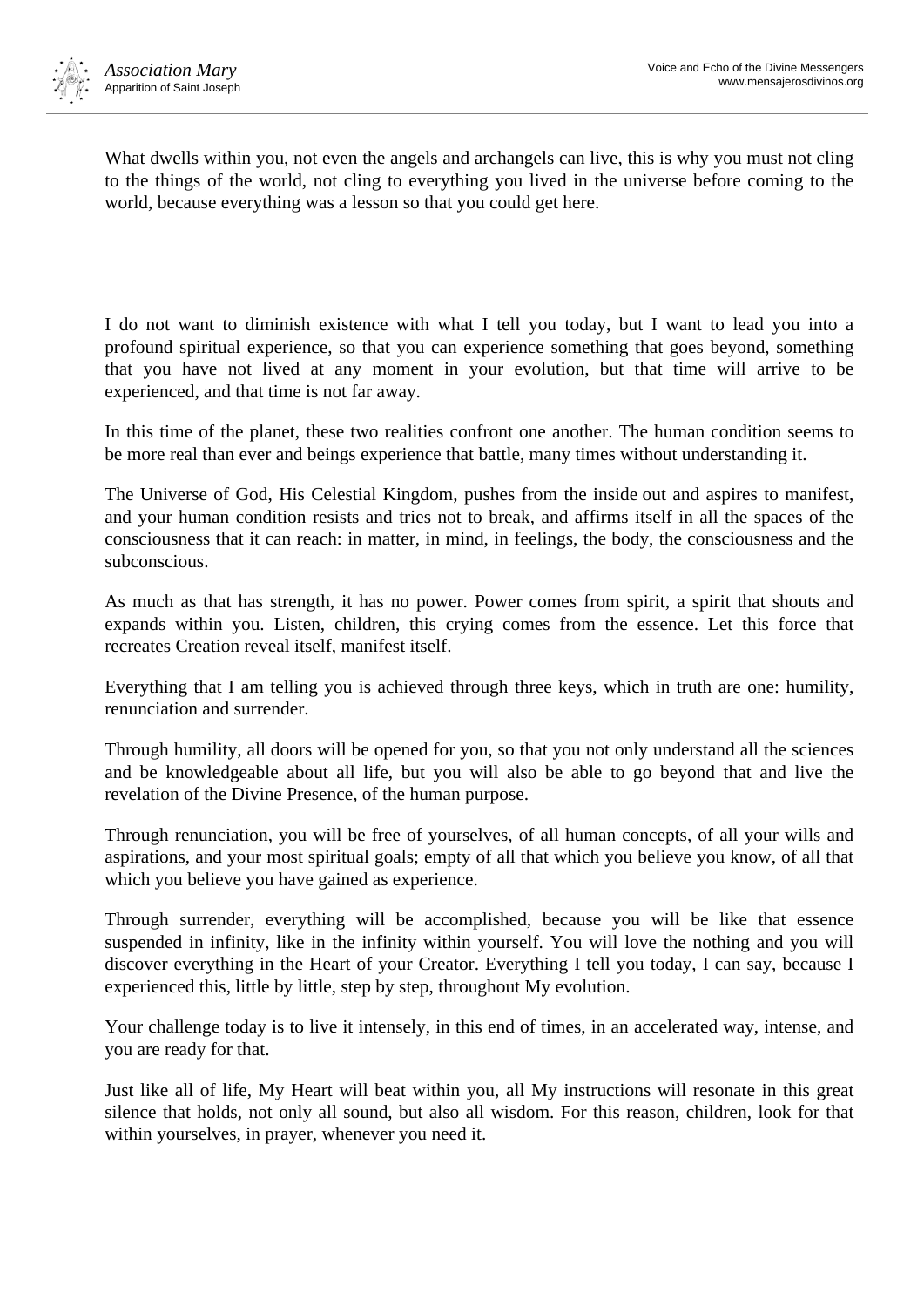What dwells within you, not even the angels and archangels can live, this is why you must not cling to the things of the world, not cling to everything you lived in the universe before coming to the world, because everything was a lesson so that you could get here.

I do not want to diminish existence with what I tell you today, but I want to lead you into a profound spiritual experience, so that you can experience something that goes beyond, something that you have not lived at any moment in your evolution, but that time will arrive to be experienced, and that time is not far away.

In this time of the planet, these two realities confront one another. The human condition seems to be more real than ever and beings experience that battle, many times without understanding it.

The Universe of God, His Celestial Kingdom, pushes from the inside out and aspires to manifest, and your human condition resists and tries not to break, and affirms itself in all the spaces of the consciousness that it can reach: in matter, in mind, in feelings, the body, the consciousness and the subconscious.

As much as that has strength, it has no power. Power comes from spirit, a spirit that shouts and expands within you. Listen, children, this crying comes from the essence. Let this force that recreates Creation reveal itself, manifest itself.

Everything that I am telling you is achieved through three keys, which in truth are one: humility, renunciation and surrender.

Through humility, all doors will be opened for you, so that you not only understand all the sciences and be knowledgeable about all life, but you will also be able to go beyond that and live the revelation of the Divine Presence, of the human purpose.

Through renunciation, you will be free of yourselves, of all human concepts, of all your wills and aspirations, and your most spiritual goals; empty of all that which you believe you know, of all that which you believe you have gained as experience.

Through surrender, everything will be accomplished, because you will be like that essence suspended in infinity, like in the infinity within yourself. You will love the nothing and you will discover everything in the Heart of your Creator. Everything I tell you today, I can say, because I experienced this, little by little, step by step, throughout My evolution.

Your challenge today is to live it intensely, in this end of times, in an accelerated way, intense, and you are ready for that.

Just like all of life, My Heart will beat within you, all My instructions will resonate in this great silence that holds, not only all sound, but also all wisdom. For this reason, children, look for that within yourselves, in prayer, whenever you need it.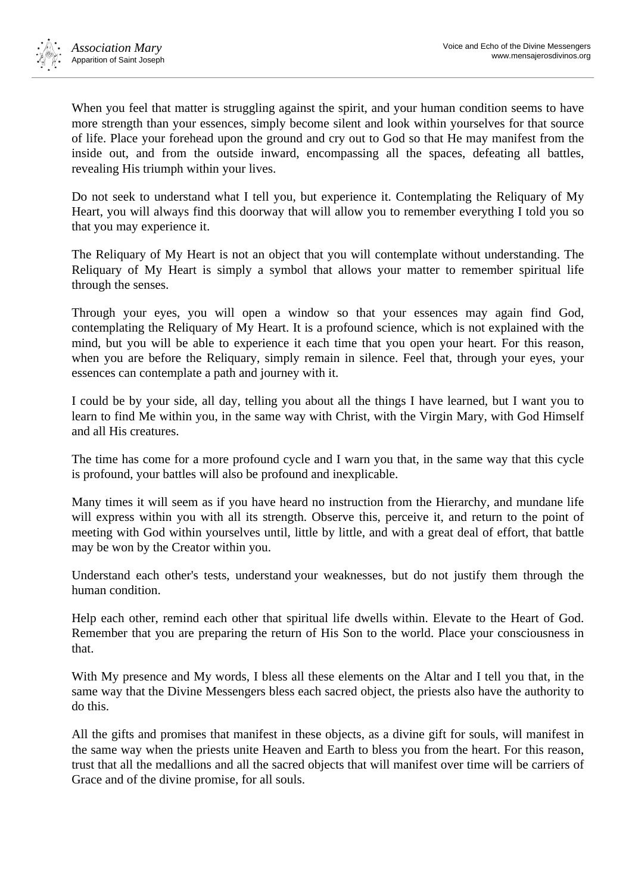When you feel that matter is struggling against the spirit, and your human condition seems to have more strength than your essences, simply become silent and look within yourselves for that source of life. Place your forehead upon the ground and cry out to God so that He may manifest from the inside out, and from the outside inward, encompassing all the spaces, defeating all battles, revealing His triumph within your lives.

Do not seek to understand what I tell you, but experience it. Contemplating the Reliquary of My Heart, you will always find this doorway that will allow you to remember everything I told you so that you may experience it.

The Reliquary of My Heart is not an object that you will contemplate without understanding. The Reliquary of My Heart is simply a symbol that allows your matter to remember spiritual life through the senses.

Through your eyes, you will open a window so that your essences may again find God, contemplating the Reliquary of My Heart. It is a profound science, which is not explained with the mind, but you will be able to experience it each time that you open your heart. For this reason, when you are before the Reliquary, simply remain in silence. Feel that, through your eyes, your essences can contemplate a path and journey with it.

I could be by your side, all day, telling you about all the things I have learned, but I want you to learn to find Me within you, in the same way with Christ, with the Virgin Mary, with God Himself and all His creatures.

The time has come for a more profound cycle and I warn you that, in the same way that this cycle is profound, your battles will also be profound and inexplicable.

Many times it will seem as if you have heard no instruction from the Hierarchy, and mundane life will express within you with all its strength. Observe this, perceive it, and return to the point of meeting with God within yourselves until, little by little, and with a great deal of effort, that battle may be won by the Creator within you.

Understand each other's tests, understand your weaknesses, but do not justify them through the human condition.

Help each other, remind each other that spiritual life dwells within. Elevate to the Heart of God. Remember that you are preparing the return of His Son to the world. Place your consciousness in that.

With My presence and My words, I bless all these elements on the Altar and I tell you that, in the same way that the Divine Messengers bless each sacred object, the priests also have the authority to do this.

All the gifts and promises that manifest in these objects, as a divine gift for souls, will manifest in the same way when the priests unite Heaven and Earth to bless you from the heart. For this reason, trust that all the medallions and all the sacred objects that will manifest over time will be carriers of Grace and of the divine promise, for all souls.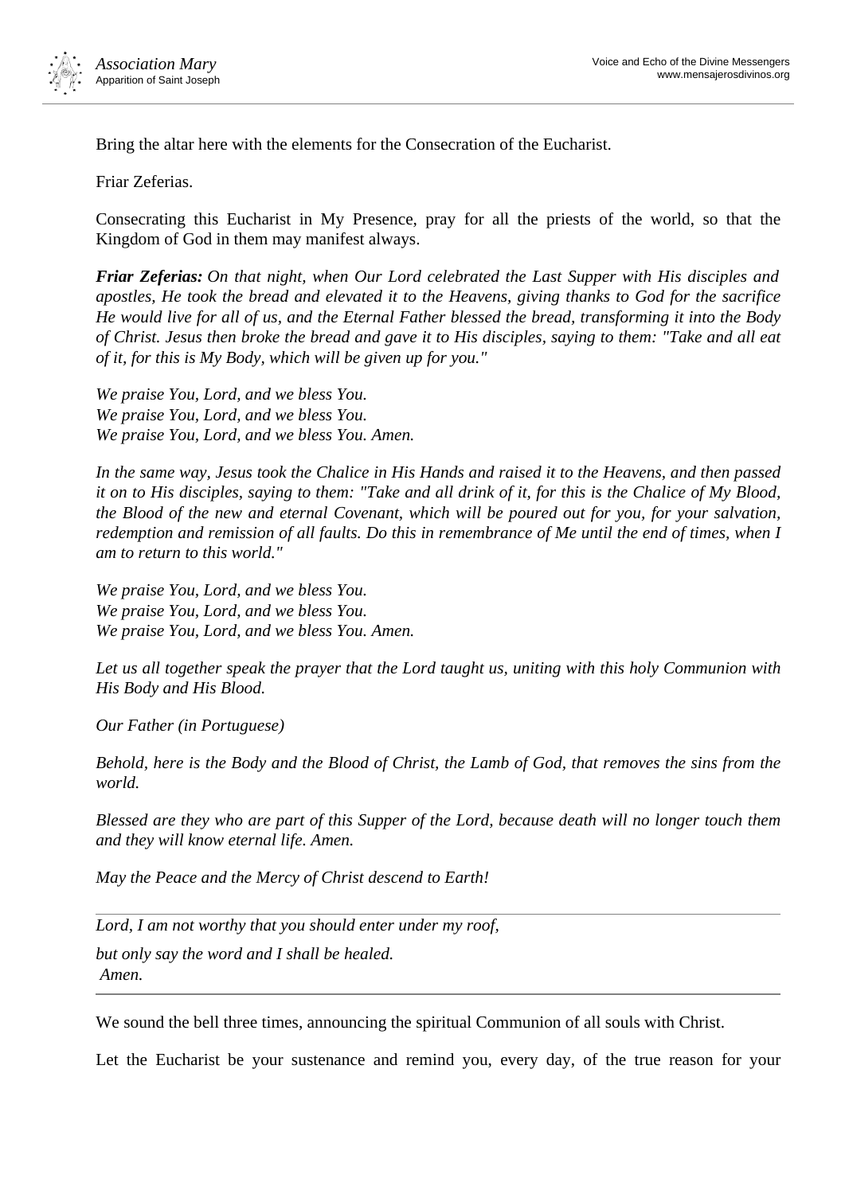Bring the altar here with the elements for the Consecration of the Eucharist.

Friar Zeferias.

Consecrating this Eucharist in My Presence, pray for all the priests of the world, so that the Kingdom of God in them may manifest always.

***Friar Zeferias:*** *On that night, when Our Lord celebrated the Last Supper with His disciples and apostles, He took the bread and elevated it to the Heavens, giving thanks to God for the sacrifice He would live for all of us, and the Eternal Father blessed the bread, transforming it into the Body of Christ. Jesus then broke the bread and gave it to His disciples, saying to them: "Take and all eat of it, for this is My Body, which will be given up for you."*

*We praise You, Lord, and we bless You.*
*We praise You, Lord, and we bless You.*
*We praise You, Lord, and we bless You. Amen.*

*In the same way, Jesus took the Chalice in His Hands and raised it to the Heavens, and then passed it on to His disciples, saying to them: "Take and all drink of it, for this is the Chalice of My Blood, the Blood of the new and eternal Covenant, which will be poured out for you, for your salvation, redemption and remission of all faults. Do this in remembrance of Me until the end of times, when I am to return to this world."*

*We praise You, Lord, and we bless You.*
*We praise You, Lord, and we bless You.*
*We praise You, Lord, and we bless You. Amen.*

*Let us all together speak the prayer that the Lord taught us, uniting with this holy Communion with His Body and His Blood.*

*Our Father (in Portuguese)*

*Behold, here is the Body and the Blood of Christ, the Lamb of God, that removes the sins from the world.*

*Blessed are they who are part of this Supper of the Lord, because death will no longer touch them and they will know eternal life. Amen.*

*May the Peace and the Mercy of Christ descend to Earth!*

---

*Lord, I am not worthy that you should enter under my roof,*

*but only say the word and I shall be healed.*
*Amen.*

---

We sound the bell three times, announcing the spiritual Communion of all souls with Christ.

Let the Eucharist be your sustenance and remind you, every day, of the true reason for your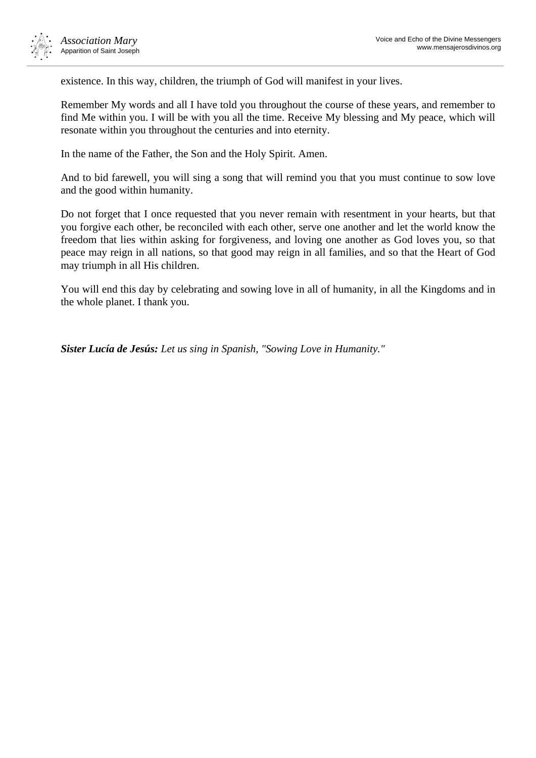existence. In this way, children, the triumph of God will manifest in your lives.

Remember My words and all I have told you throughout the course of these years, and remember to find Me within you. I will be with you all the time. Receive My blessing and My peace, which will resonate within you throughout the centuries and into eternity.

In the name of the Father, the Son and the Holy Spirit. Amen.

And to bid farewell, you will sing a song that will remind you that you must continue to sow love and the good within humanity.

Do not forget that I once requested that you never remain with resentment in your hearts, but that you forgive each other, be reconciled with each other, serve one another and let the world know the freedom that lies within asking for forgiveness, and loving one another as God loves you, so that peace may reign in all nations, so that good may reign in all families, and so that the Heart of God may triumph in all His children.

You will end this day by celebrating and sowing love in all of humanity, in all the Kingdoms and in the whole planet. I thank you.

***Sister Lucía de Jesús:*** *Let us sing in Spanish, "Sowing Love in Humanity."*